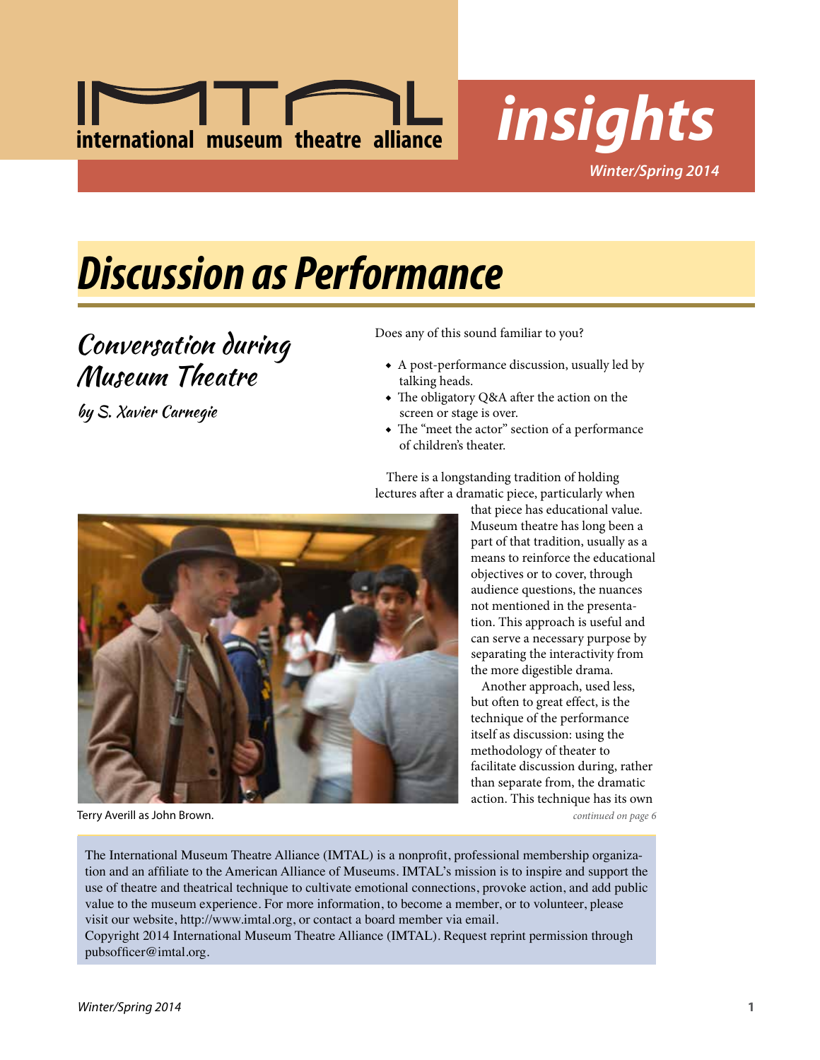# IMTAL international museum theatre alliance

# insights

*Winter/Spring 2014*

# Discussion as Performance

## Conversation during Museum Theatre

### by S. Xavier Carnegie

Does any of this sound familiar to you?

- A post-performance discussion, usually led by talking heads.
- The obligatory Q&A after the action on the screen or stage is over.
- The "meet the actor" section of a performance of children's theater.

There is a longstanding tradition of holding lectures after a dramatic piece, particularly when that piece has educational value. Museum theatre has long been a part of that tradition, usually as a means to reinforce the educational objectives or to cover, through audience questions, the nuances not mentioned in the presentation. This approach is useful and can serve a necessary purpose by separating the interactivity from the more digestible drama.

Another approach, used less, but often to great effect, is the technique of the performance itself as discussion: using the methodology of theater to facilitate discussion during, rather than separate from, the dramatic action. This technique has its own

*continued on page 6*

Terry Averill as John Brown.

The International Museum Theatre Alliance (IMTAL) is a nonprofit, professional membership organization and an affiliate to the American Alliance of Museums. IMTAL's mission is to inspire and support the use of theatre and theatrical technique to cultivate emotional connections, provoke action, and add public value to the museum experience. For more information, to become a member, or to volunteer, please visit our website, http://www.imtal.org, or contact a board member via email.

Copyright 2014 International Museum Theatre Alliance (IMTAL). Request reprint permission through pubsofficer@imtal.org.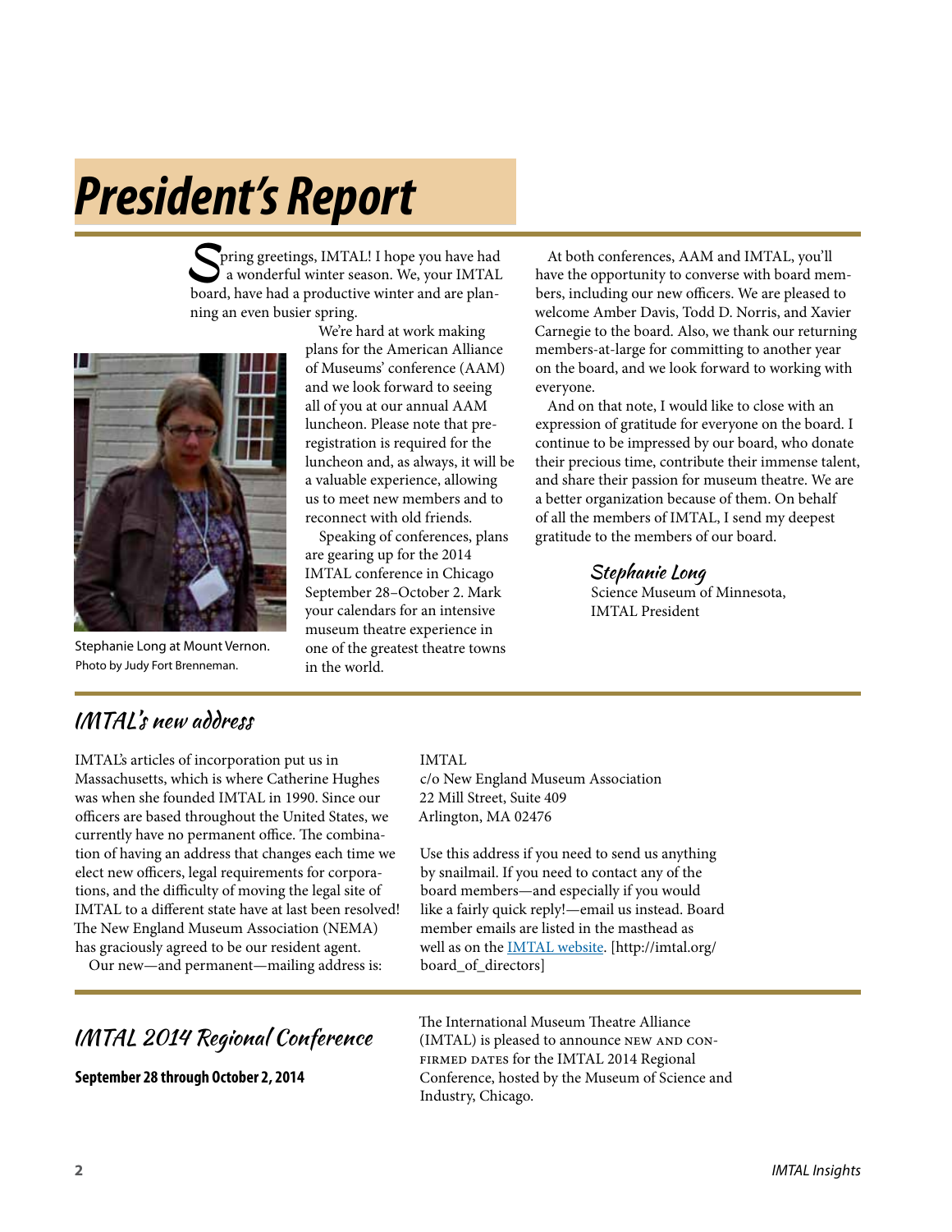# President's Report

Spring greetings, IMTAL! I hope you have had a wonderful winter season. We, your IMTAL board, have had a productive winter and are planning an even busier spring.

Stephanie Long at Mount Vernon. Photo by Judy Fort Brenneman.

We're hard at work making plans for the American Alliance of Museums' conference (AAM) and we look forward to seeing all of you at our annual AAM luncheon. Please note that pre-registration is required for the luncheon and, as always, it will be a valuable experience, allowing us to meet new members and to reconnect with old friends.

Speaking of conferences, plans are gearing up for the 2014 IMTAL conference in Chicago September 28–October 2. Mark your calendars for an intensive museum theatre experience in one of the greatest theatre towns in the world.

At both conferences, AAM and IMTAL, you'll have the opportunity to converse with board members, including our new officers. We are pleased to welcome Amber Davis, Todd D. Norris, and Xavier Carnegie to the board. Also, we thank our returning members-at-large for committing to another year on the board, and we look forward to working with everyone.

And on that note, I would like to close with an expression of gratitude for everyone on the board. I continue to be impressed by our board, who donate their precious time, contribute their immense talent, and share their passion for museum theatre. We are a better organization because of them. On behalf of all the members of IMTAL, I send my deepest gratitude to the members of our board.

*Stephanie Long*
Science Museum of Minnesota,
IMTAL President

## IMTAL's new address

IMTAL's articles of incorporation put us in Massachusetts, which is where Catherine Hughes was when she founded IMTAL in 1990. Since our officers are based throughout the United States, we currently have no permanent office. The combination of having an address that changes each time we elect new officers, legal requirements for corporations, and the difficulty of moving the legal site of IMTAL to a different state have at last been resolved! The New England Museum Association (NEMA) has graciously agreed to be our resident agent.

Our new—and permanent—mailing address is:

IMTAL
c/o New England Museum Association
22 Mill Street, Suite 409
Arlington, MA 02476

Use this address if you need to send us anything by snailmail. If you need to contact any of the board members—and especially if you would like a fairly quick reply!—email us instead. Board member emails are listed in the masthead as well as on the IMTAL website. [http://imtal.org/board_of_directors]

## IMTAL 2014 Regional Conference

**September 28 through October 2, 2014**

The International Museum Theatre Alliance (IMTAL) is pleased to announce NEW AND CONFIRMED DATES for the IMTAL 2014 Regional Conference, hosted by the Museum of Science and Industry, Chicago.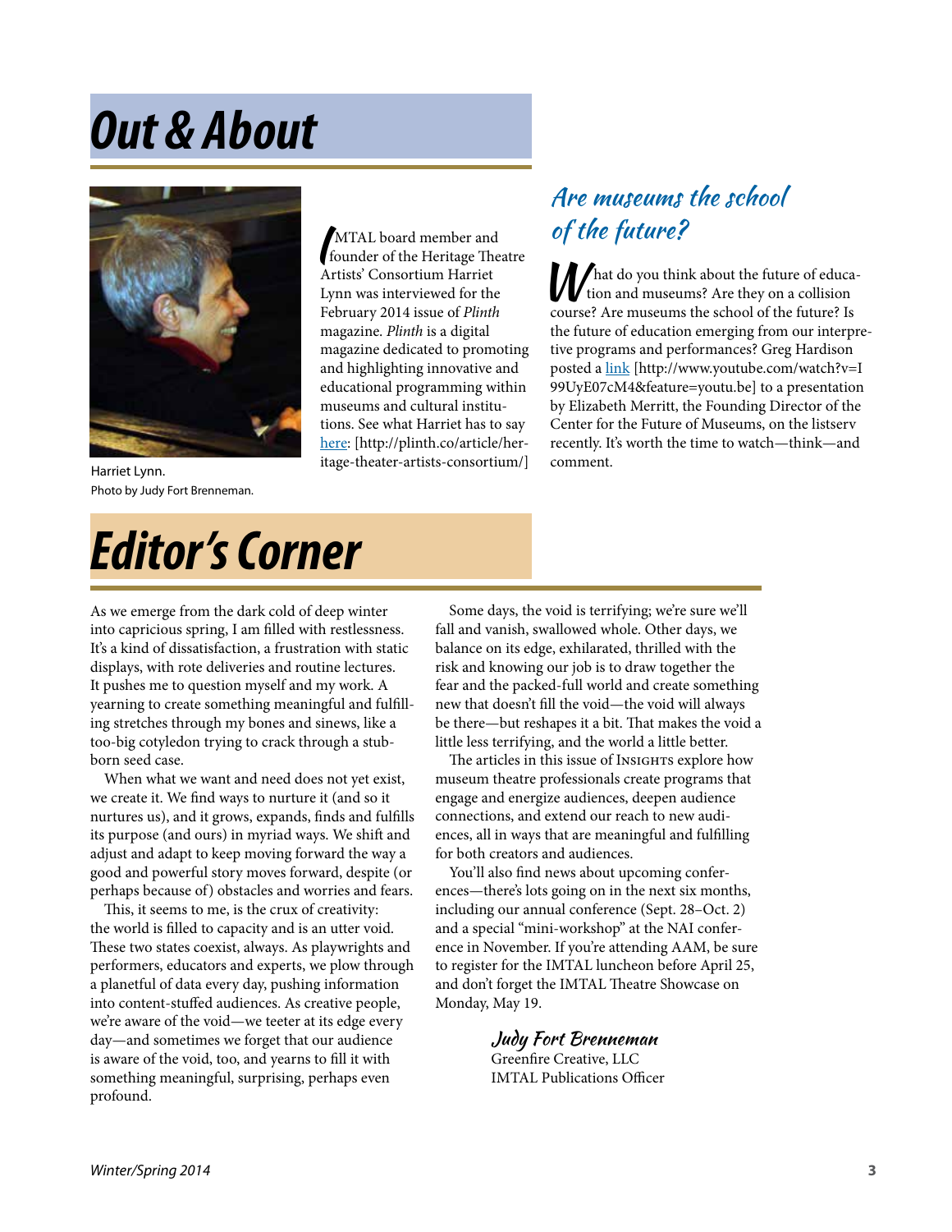# Out & About

Harriet Lynn.
Photo by Judy Fort Brenneman.

IMTAL board member and founder of the Heritage Theatre Artists' Consortium Harriet Lynn was interviewed for the February 2014 issue of *Plinth* magazine. *Plinth* is a digital magazine dedicated to promoting and highlighting innovative and educational programming within museums and cultural institutions. See what Harriet has to say here: [http://plinth.co/article/heritage-theater-artists-consortium/]

## Are museums the school of the future?

What do you think about the future of education and museums? Are they on a collision course? Are museums the school of the future? Is the future of education emerging from our interpretive programs and performances? Greg Hardison posted a link [http://www.youtube.com/watch?v=I99UyE07cM4&feature=youtu.be] to a presentation by Elizabeth Merritt, the Founding Director of the Center for the Future of Museums, on the listserv recently. It's worth the time to watch—think—and comment.

# Editor's Corner

As we emerge from the dark cold of deep winter into capricious spring, I am filled with restlessness. It's a kind of dissatisfaction, a frustration with static displays, with rote deliveries and routine lectures. It pushes me to question myself and my work. A yearning to create something meaningful and fulfilling stretches through my bones and sinews, like a too-big cotyledon trying to crack through a stubborn seed case.

When what we want and need does not yet exist, we create it. We find ways to nurture it (and so it nurtures us), and it grows, expands, finds and fulfills its purpose (and ours) in myriad ways. We shift and adjust and adapt to keep moving forward the way a good and powerful story moves forward, despite (or perhaps because of) obstacles and worries and fears.

This, it seems to me, is the crux of creativity: the world is filled to capacity and is an utter void. These two states coexist, always. As playwrights and performers, educators and experts, we plow through a planetful of data every day, pushing information into content-stuffed audiences. As creative people, we're aware of the void—we teeter at its edge every day—and sometimes we forget that our audience is aware of the void, too, and yearns to fill it with something meaningful, surprising, perhaps even profound.

Some days, the void is terrifying; we're sure we'll fall and vanish, swallowed whole. Other days, we balance on its edge, exhilarated, thrilled with the risk and knowing our job is to draw together the fear and the packed-full world and create something new that doesn't fill the void—the void will always be there—but reshapes it a bit. That makes the void a little less terrifying, and the world a little better.

The articles in this issue of Insights explore how museum theatre professionals create programs that engage and energize audiences, deepen audience connections, and extend our reach to new audiences, all in ways that are meaningful and fulfilling for both creators and audiences.

You'll also find news about upcoming conferences—there's lots going on in the next six months, including our annual conference (Sept. 28–Oct. 2) and a special "mini-workshop" at the NAI conference in November. If you're attending AAM, be sure to register for the IMTAL luncheon before April 25, and don't forget the IMTAL Theatre Showcase on Monday, May 19.

*Judy Fort Brenneman*
Greenfire Creative, LLC
IMTAL Publications Officer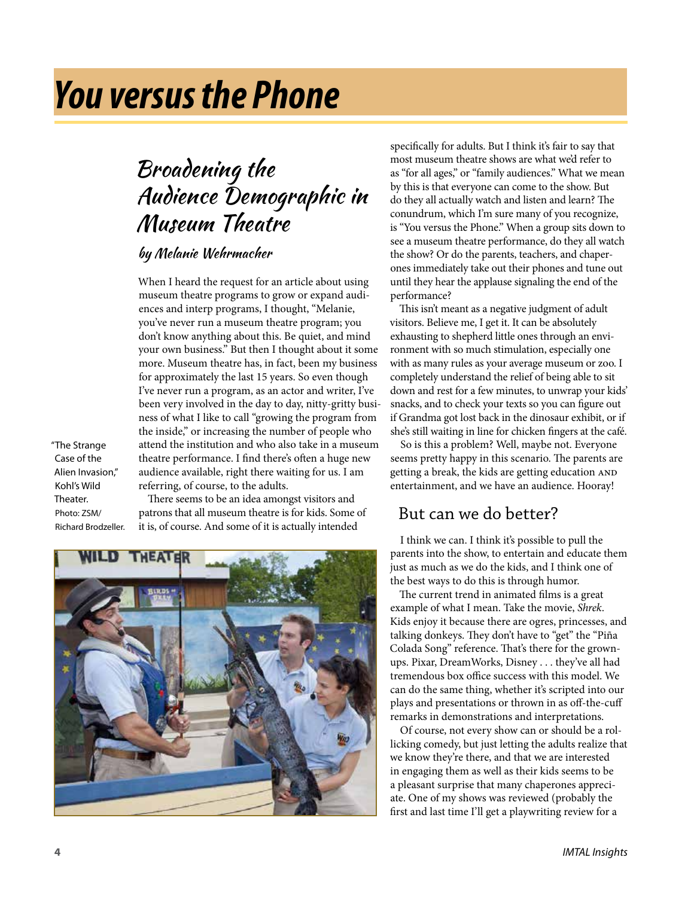# You versus the Phone

## Broadening the Audience Demographic in Museum Theatre

### by Melanie Wehrmacher

When I heard the request for an article about using museum theatre programs to grow or expand audiences and interp programs, I thought, "Melanie, you've never run a museum theatre program; you don't know anything about this. Be quiet, and mind your own business." But then I thought about it some more. Museum theatre has, in fact, been my business for approximately the last 15 years. So even though I've never run a program, as an actor and writer, I've been very involved in the day to day, nitty-gritty business of what I like to call "growing the program from the inside," or increasing the number of people who attend the institution and who also take in a museum theatre performance. I find there's often a huge new audience available, right there waiting for us. I am referring, of course, to the adults.

There seems to be an idea amongst visitors and patrons that all museum theatre is for kids. Some of it is, of course. And some of it is actually intended specifically for adults. But I think it's fair to say that most museum theatre shows are what we'd refer to as "for all ages," or "family audiences." What we mean by this is that everyone can come to the show. But do they all actually watch and listen and learn? The conundrum, which I'm sure many of you recognize, is "You versus the Phone." When a group sits down to see a museum theatre performance, do they all watch the show? Or do the parents, teachers, and chaperones immediately take out their phones and tune out until they hear the applause signaling the end of the performance?

"The Strange Case of the Alien Invasion," Kohl's Wild Theater. Photo: ZSM/ Richard Brodzeller.

This isn't meant as a negative judgment of adult visitors. Believe me, I get it. It can be absolutely exhausting to shepherd little ones through an environment with so much stimulation, especially one with as many rules as your average museum or zoo. I completely understand the relief of being able to sit down and rest for a few minutes, to unwrap your kids' snacks, and to check your texts so you can figure out if Grandma got lost back in the dinosaur exhibit, or if she's still waiting in line for chicken fingers at the café.

So is this a problem? Well, maybe not. Everyone seems pretty happy in this scenario. The parents are getting a break, the kids are getting education AND entertainment, and we have an audience. Hooray!

## But can we do better?

I think we can. I think it's possible to pull the parents into the show, to entertain and educate them just as much as we do the kids, and I think one of the best ways to do this is through humor.

The current trend in animated films is a great example of what I mean. Take the movie, *Shrek*. Kids enjoy it because there are ogres, princesses, and talking donkeys. They don't have to "get" the "Piña Colada Song" reference. That's there for the grown-ups. Pixar, DreamWorks, Disney . . . they've all had tremendous box office success with this model. We can do the same thing, whether it's scripted into our plays and presentations or thrown in as off-the-cuff remarks in demonstrations and interpretations.

Of course, not every show can or should be a rollicking comedy, but just letting the adults realize that we know they're there, and that we are interested in engaging them as well as their kids seems to be a pleasant surprise that many chaperones appreciate. One of my shows was reviewed (probably the first and last time I'll get a playwriting review for a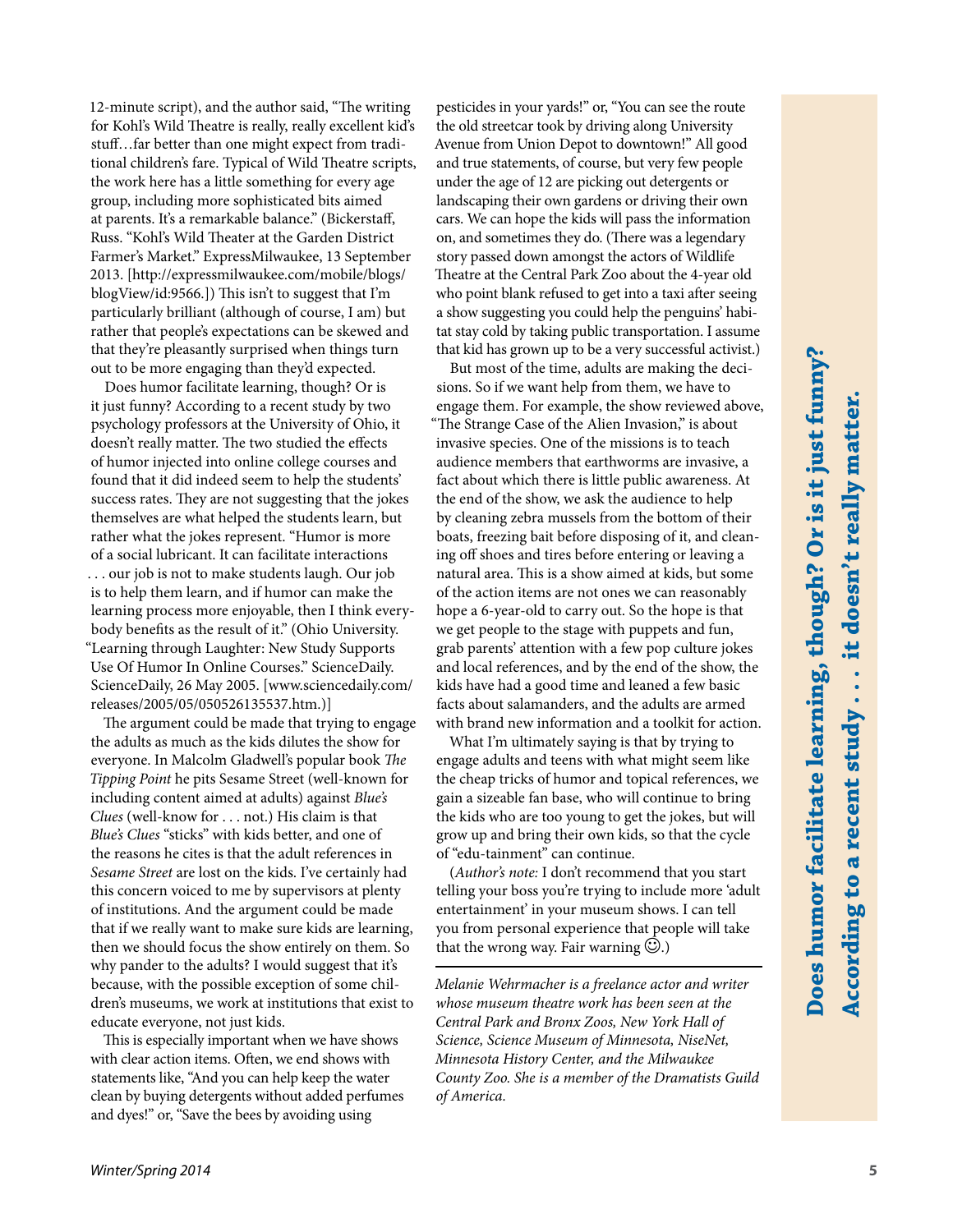12-minute script), and the author said, "The writing for Kohl's Wild Theatre is really, really excellent kid's stuff…far better than one might expect from traditional children's fare. Typical of Wild Theatre scripts, the work here has a little something for every age group, including more sophisticated bits aimed at parents. It's a remarkable balance." (Bickerstaff, Russ. "Kohl's Wild Theater at the Garden District Farmer's Market." ExpressMilwaukee, 13 September 2013. [http://expressmilwaukee.com/mobile/blogs/blogView/id:9566.]) This isn't to suggest that I'm particularly brilliant (although of course, I am) but rather that people's expectations can be skewed and that they're pleasantly surprised when things turn out to be more engaging than they'd expected.

Does humor facilitate learning, though? Or is it just funny? According to a recent study by two psychology professors at the University of Ohio, it doesn't really matter. The two studied the effects of humor injected into online college courses and found that it did indeed seem to help the students' success rates. They are not suggesting that the jokes themselves are what helped the students learn, but rather what the jokes represent. "Humor is more of a social lubricant. It can facilitate interactions . . . our job is not to make students laugh. Our job is to help them learn, and if humor can make the learning process more enjoyable, then I think everybody benefits as the result of it." (Ohio University. "Learning through Laughter: New Study Supports Use Of Humor In Online Courses." ScienceDaily. ScienceDaily, 26 May 2005. [www.sciencedaily.com/releases/2005/05/050526135537.htm.)]

The argument could be made that trying to engage the adults as much as the kids dilutes the show for everyone. In Malcolm Gladwell's popular book *The Tipping Point* he pits Sesame Street (well-known for including content aimed at adults) against *Blue's Clues* (well-know for . . . not.) His claim is that *Blue's Clues* "sticks" with kids better, and one of the reasons he cites is that the adult references in *Sesame Street* are lost on the kids. I've certainly had this concern voiced to me by supervisors at plenty of institutions. And the argument could be made that if we really want to make sure kids are learning, then we should focus the show entirely on them. So why pander to the adults? I would suggest that it's because, with the possible exception of some children's museums, we work at institutions that exist to educate everyone, not just kids.

This is especially important when we have shows with clear action items. Often, we end shows with statements like, "And you can help keep the water clean by buying detergents without added perfumes and dyes!" or, "Save the bees by avoiding using pesticides in your yards!" or, "You can see the route the old streetcar took by driving along University Avenue from Union Depot to downtown!" All good and true statements, of course, but very few people under the age of 12 are picking out detergents or landscaping their own gardens or driving their own cars. We can hope the kids will pass the information on, and sometimes they do. (There was a legendary story passed down amongst the actors of Wildlife Theatre at the Central Park Zoo about the 4-year old who point blank refused to get into a taxi after seeing a show suggesting you could help the penguins' habitat stay cold by taking public transportation. I assume that kid has grown up to be a very successful activist.)

But most of the time, adults are making the decisions. So if we want help from them, we have to engage them. For example, the show reviewed above, "The Strange Case of the Alien Invasion," is about invasive species. One of the missions is to teach audience members that earthworms are invasive, a fact about which there is little public awareness. At the end of the show, we ask the audience to help by cleaning zebra mussels from the bottom of their boats, freezing bait before disposing of it, and cleaning off shoes and tires before entering or leaving a natural area. This is a show aimed at kids, but some of the action items are not ones we can reasonably hope a 6-year-old to carry out. So the hope is that we get people to the stage with puppets and fun, grab parents' attention with a few pop culture jokes and local references, and by the end of the show, the kids have had a good time and leaned a few basic facts about salamanders, and the adults are armed with brand new information and a toolkit for action.

What I'm ultimately saying is that by trying to engage adults and teens with what might seem like the cheap tricks of humor and topical references, we gain a sizeable fan base, who will continue to bring the kids who are too young to get the jokes, but will grow up and bring their own kids, so that the cycle of "edu-tainment" can continue.

(*Author's note:* I don't recommend that you start telling your boss you're trying to include more 'adult entertainment' in your museum shows. I can tell you from personal experience that people will take that the wrong way. Fair warning ☺.)

---

*Melanie Wehrmacher is a freelance actor and writer whose museum theatre work has been seen at the Central Park and Bronx Zoos, New York Hall of Science, Science Museum of Minnesota, NiseNet, Minnesota History Center, and the Milwaukee County Zoo. She is a member of the Dramatists Guild of America.*

**Does humor facilitate learning, though? Or is it just funny? According to a recent study . . . it doesn't really matter.**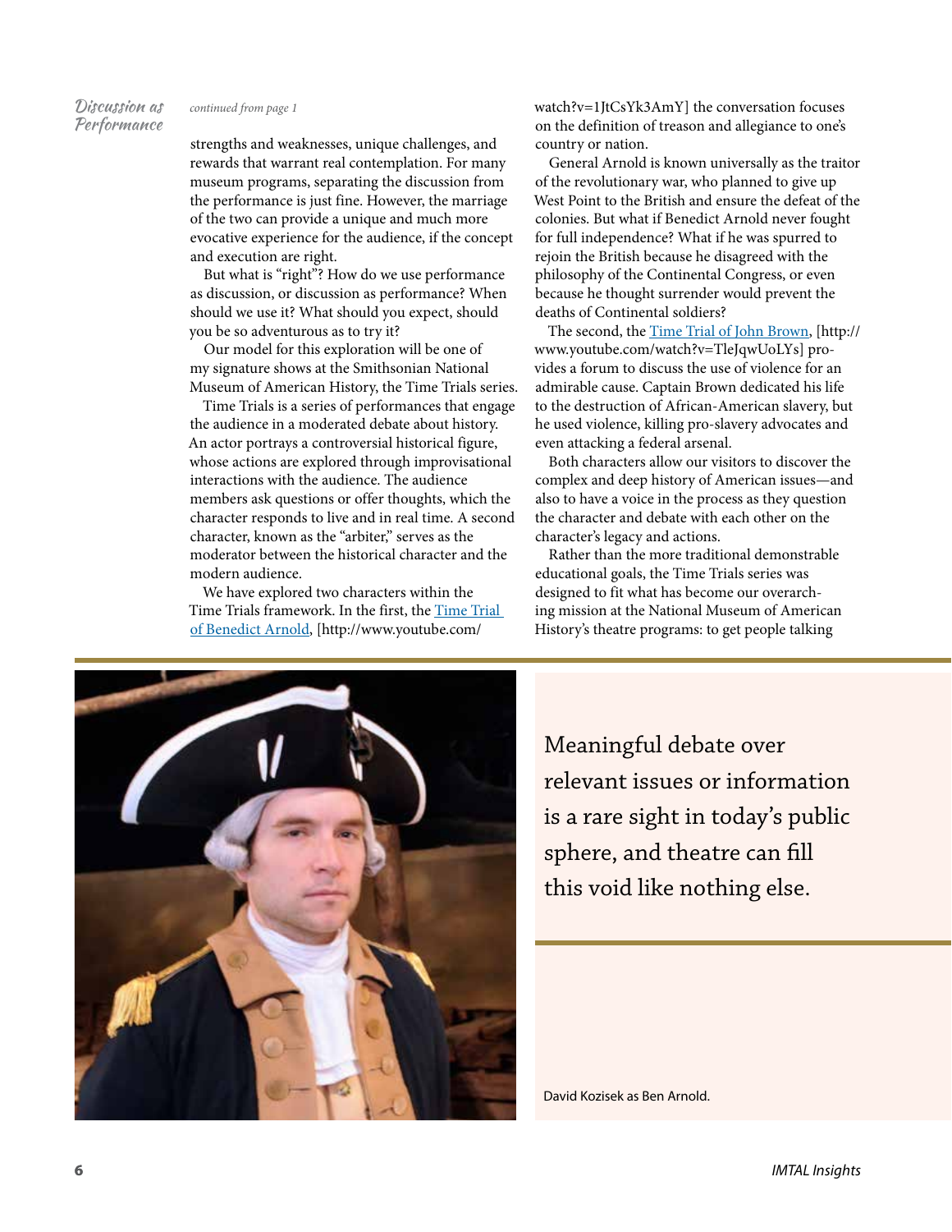*Discussion as Performance*

*continued from page 1*

strengths and weaknesses, unique challenges, and rewards that warrant real contemplation. For many museum programs, separating the discussion from the performance is just fine. However, the marriage of the two can provide a unique and much more evocative experience for the audience, if the concept and execution are right.

But what is "right"? How do we use performance as discussion, or discussion as performance? When should we use it? What should you expect, should you be so adventurous as to try it?

Our model for this exploration will be one of my signature shows at the Smithsonian National Museum of American History, the Time Trials series.

Time Trials is a series of performances that engage the audience in a moderated debate about history. An actor portrays a controversial historical figure, whose actions are explored through improvisational interactions with the audience. The audience members ask questions or offer thoughts, which the character responds to live and in real time. A second character, known as the "arbiter," serves as the moderator between the historical character and the modern audience.

We have explored two characters within the Time Trials framework. In the first, the [Time Trial of Benedict Arnold](http://www.youtube.com/watch?v=1JtCsYk3AmY), [http://www.youtube.com/watch?v=1JtCsYk3AmY] the conversation focuses on the definition of treason and allegiance to one's country or nation.

General Arnold is known universally as the traitor of the revolutionary war, who planned to give up West Point to the British and ensure the defeat of the colonies. But what if Benedict Arnold never fought for full independence? What if he was spurred to rejoin the British because he disagreed with the philosophy of the Continental Congress, or even because he thought surrender would prevent the deaths of Continental soldiers?

The second, the [Time Trial of John Brown](http://www.youtube.com/watch?v=TleJqwUoLYs), [http://www.youtube.com/watch?v=TleJqwUoLYs] provides a forum to discuss the use of violence for an admirable cause. Captain Brown dedicated his life to the destruction of African-American slavery, but he used violence, killing pro-slavery advocates and even attacking a federal arsenal.

Both characters allow our visitors to discover the complex and deep history of American issues—and also to have a voice in the process as they question the character and debate with each other on the character's legacy and actions.

Rather than the more traditional demonstrable educational goals, the Time Trials series was designed to fit what has become our overarching mission at the National Museum of American History's theatre programs: to get people talking

> Meaningful debate over relevant issues or information is a rare sight in today's public sphere, and theatre can fill this void like nothing else.

David Kozisek as Ben Arnold.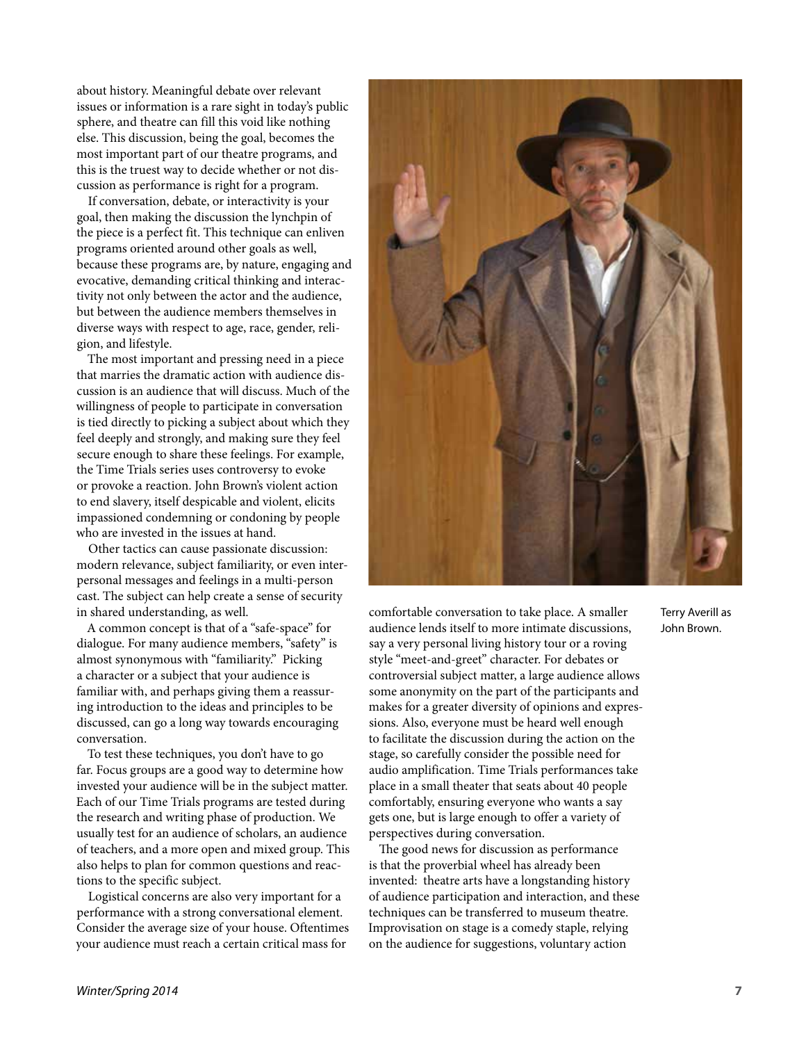about history. Meaningful debate over relevant issues or information is a rare sight in today's public sphere, and theatre can fill this void like nothing else. This discussion, being the goal, becomes the most important part of our theatre programs, and this is the truest way to decide whether or not discussion as performance is right for a program.

If conversation, debate, or interactivity is your goal, then making the discussion the lynchpin of the piece is a perfect fit. This technique can enliven programs oriented around other goals as well, because these programs are, by nature, engaging and evocative, demanding critical thinking and interactivity not only between the actor and the audience, but between the audience members themselves in diverse ways with respect to age, race, gender, religion, and lifestyle.

The most important and pressing need in a piece that marries the dramatic action with audience discussion is an audience that will discuss. Much of the willingness of people to participate in conversation is tied directly to picking a subject about which they feel deeply and strongly, and making sure they feel secure enough to share these feelings. For example, the Time Trials series uses controversy to evoke or provoke a reaction. John Brown's violent action to end slavery, itself despicable and violent, elicits impassioned condemning or condoning by people who are invested in the issues at hand.

Other tactics can cause passionate discussion: modern relevance, subject familiarity, or even interpersonal messages and feelings in a multi-person cast. The subject can help create a sense of security in shared understanding, as well.

A common concept is that of a "safe-space" for dialogue. For many audience members, "safety" is almost synonymous with "familiarity." Picking a character or a subject that your audience is familiar with, and perhaps giving them a reassuring introduction to the ideas and principles to be discussed, can go a long way towards encouraging conversation.

To test these techniques, you don't have to go far. Focus groups are a good way to determine how invested your audience will be in the subject matter. Each of our Time Trials programs are tested during the research and writing phase of production. We usually test for an audience of scholars, an audience of teachers, and a more open and mixed group. This also helps to plan for common questions and reactions to the specific subject.

Logistical concerns are also very important for a performance with a strong conversational element. Consider the average size of your house. Oftentimes your audience must reach a certain critical mass for comfortable conversation to take place. A smaller audience lends itself to more intimate discussions, say a very personal living history tour or a roving style "meet-and-greet" character. For debates or controversial subject matter, a large audience allows some anonymity on the part of the participants and makes for a greater diversity of opinions and expressions. Also, everyone must be heard well enough to facilitate the discussion during the action on the stage, so carefully consider the possible need for audio amplification. Time Trials performances take place in a small theater that seats about 40 people comfortably, ensuring everyone who wants a say gets one, but is large enough to offer a variety of perspectives during conversation.

Terry Averill as John Brown.

The good news for discussion as performance is that the proverbial wheel has already been invented: theatre arts have a longstanding history of audience participation and interaction, and these techniques can be transferred to museum theatre. Improvisation on stage is a comedy staple, relying on the audience for suggestions, voluntary action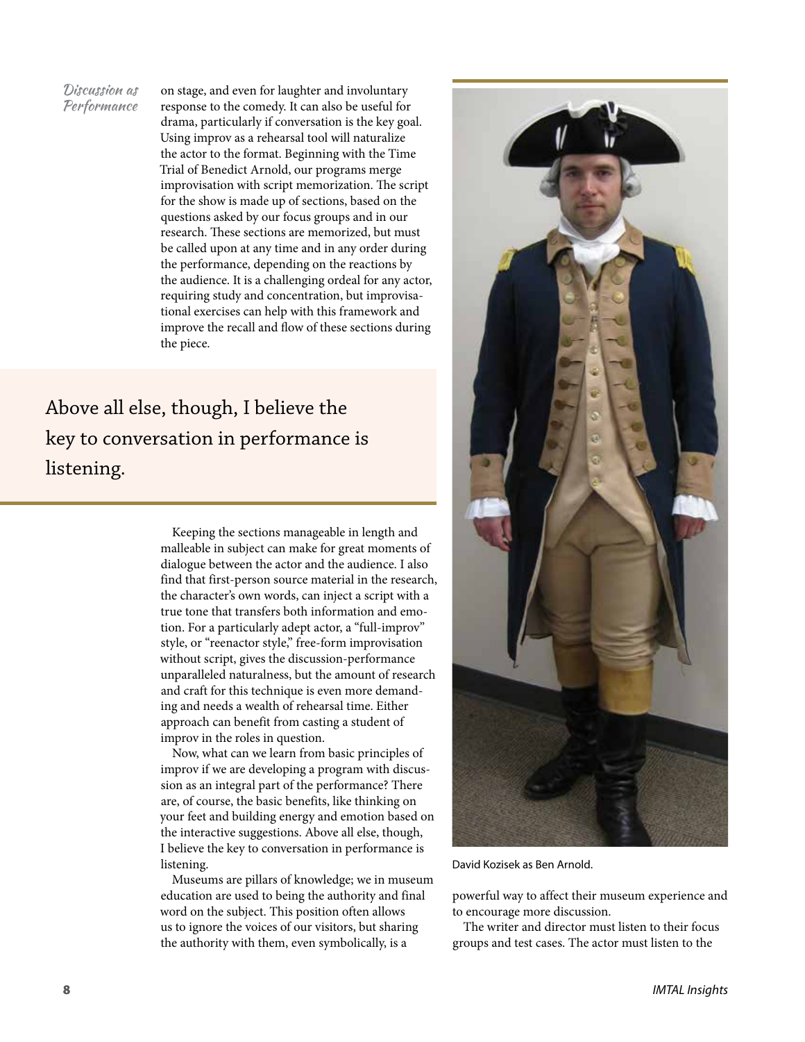on stage, and even for laughter and involuntary response to the comedy. It can also be useful for drama, particularly if conversation is the key goal. Using improv as a rehearsal tool will naturalize the actor to the format. Beginning with the Time Trial of Benedict Arnold, our programs merge improvisation with script memorization. The script for the show is made up of sections, based on the questions asked by our focus groups and in our research. These sections are memorized, but must be called upon at any time and in any order during the performance, depending on the reactions by the audience. It is a challenging ordeal for any actor, requiring study and concentration, but improvisational exercises can help with this framework and improve the recall and flow of these sections during the piece.

> Above all else, though, I believe the key to conversation in performance is listening.

Keeping the sections manageable in length and malleable in subject can make for great moments of dialogue between the actor and the audience. I also find that first-person source material in the research, the character's own words, can inject a script with a true tone that transfers both information and emotion. For a particularly adept actor, a "full-improv" style, or "reenactor style," free-form improvisation without script, gives the discussion-performance unparalleled naturalness, but the amount of research and craft for this technique is even more demanding and needs a wealth of rehearsal time. Either approach can benefit from casting a student of improv in the roles in question.

Now, what can we learn from basic principles of improv if we are developing a program with discussion as an integral part of the performance? There are, of course, the basic benefits, like thinking on your feet and building energy and emotion based on the interactive suggestions. Above all else, though, I believe the key to conversation in performance is listening.

Museums are pillars of knowledge; we in museum education are used to being the authority and final word on the subject. This position often allows us to ignore the voices of our visitors, but sharing the authority with them, even symbolically, is a powerful way to affect their museum experience and to encourage more discussion.

David Kozisek as Ben Arnold.

The writer and director must listen to their focus groups and test cases. The actor must listen to the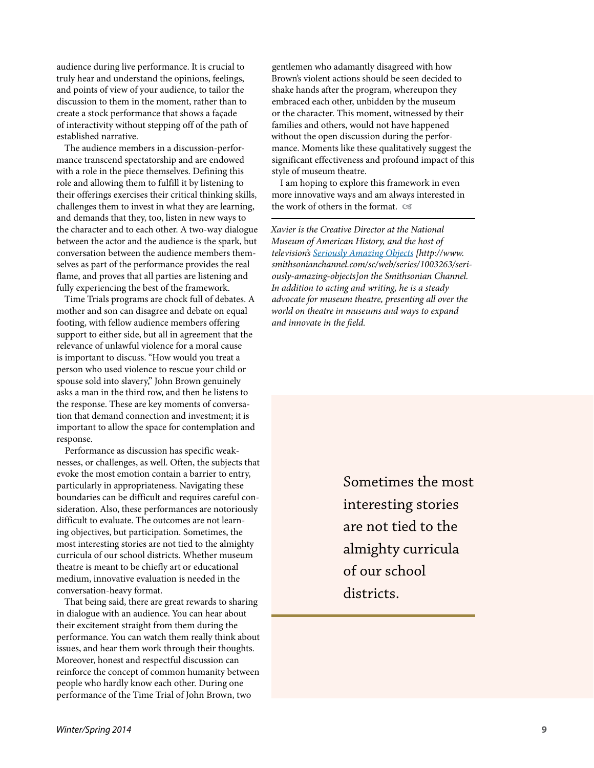audience during live performance. It is crucial to truly hear and understand the opinions, feelings, and points of view of your audience, to tailor the discussion to them in the moment, rather than to create a stock performance that shows a façade of interactivity without stepping off of the path of established narrative.

The audience members in a discussion-performance transcend spectatorship and are endowed with a role in the piece themselves. Defining this role and allowing them to fulfill it by listening to their offerings exercises their critical thinking skills, challenges them to invest in what they are learning, and demands that they, too, listen in new ways to the character and to each other. A two-way dialogue between the actor and the audience is the spark, but conversation between the audience members themselves as part of the performance provides the real flame, and proves that all parties are listening and fully experiencing the best of the framework.

Time Trials programs are chock full of debates. A mother and son can disagree and debate on equal footing, with fellow audience members offering support to either side, but all in agreement that the relevance of unlawful violence for a moral cause is important to discuss. "How would you treat a person who used violence to rescue your child or spouse sold into slavery," John Brown genuinely asks a man in the third row, and then he listens to the response. These are key moments of conversation that demand connection and investment; it is important to allow the space for contemplation and response.

Performance as discussion has specific weaknesses, or challenges, as well. Often, the subjects that evoke the most emotion contain a barrier to entry, particularly in appropriateness. Navigating these boundaries can be difficult and requires careful consideration. Also, these performances are notoriously difficult to evaluate. The outcomes are not learning objectives, but participation. Sometimes, the most interesting stories are not tied to the almighty curricula of our school districts. Whether museum theatre is meant to be chiefly art or educational medium, innovative evaluation is needed in the conversation-heavy format.

That being said, there are great rewards to sharing in dialogue with an audience. You can hear about their excitement straight from them during the performance. You can watch them really think about issues, and hear them work through their thoughts. Moreover, honest and respectful discussion can reinforce the concept of common humanity between people who hardly know each other. During one performance of the Time Trial of John Brown, two gentlemen who adamantly disagreed with how Brown's violent actions should be seen decided to shake hands after the program, whereupon they embraced each other, unbidden by the museum or the character. This moment, witnessed by their families and others, would not have happened without the open discussion during the performance. Moments like these qualitatively suggest the significant effectiveness and profound impact of this style of museum theatre.

I am hoping to explore this framework in even more innovative ways and am always interested in the work of others in the format. ☙

---

*Xavier is the Creative Director at the National Museum of American History, and the host of television's [Seriously Amazing Objects](http://www.smithsonianchannel.com/sc/web/series/1003263/seriously-amazing-objects) [http://www.smithsonianchannel.com/sc/web/series/1003263/seriously-amazing-objects]on the Smithsonian Channel. In addition to acting and writing, he is a steady advocate for museum theatre, presenting all over the world on theatre in museums and ways to expand and innovate in the field.*

> Sometimes the most interesting stories are not tied to the almighty curricula of our school districts.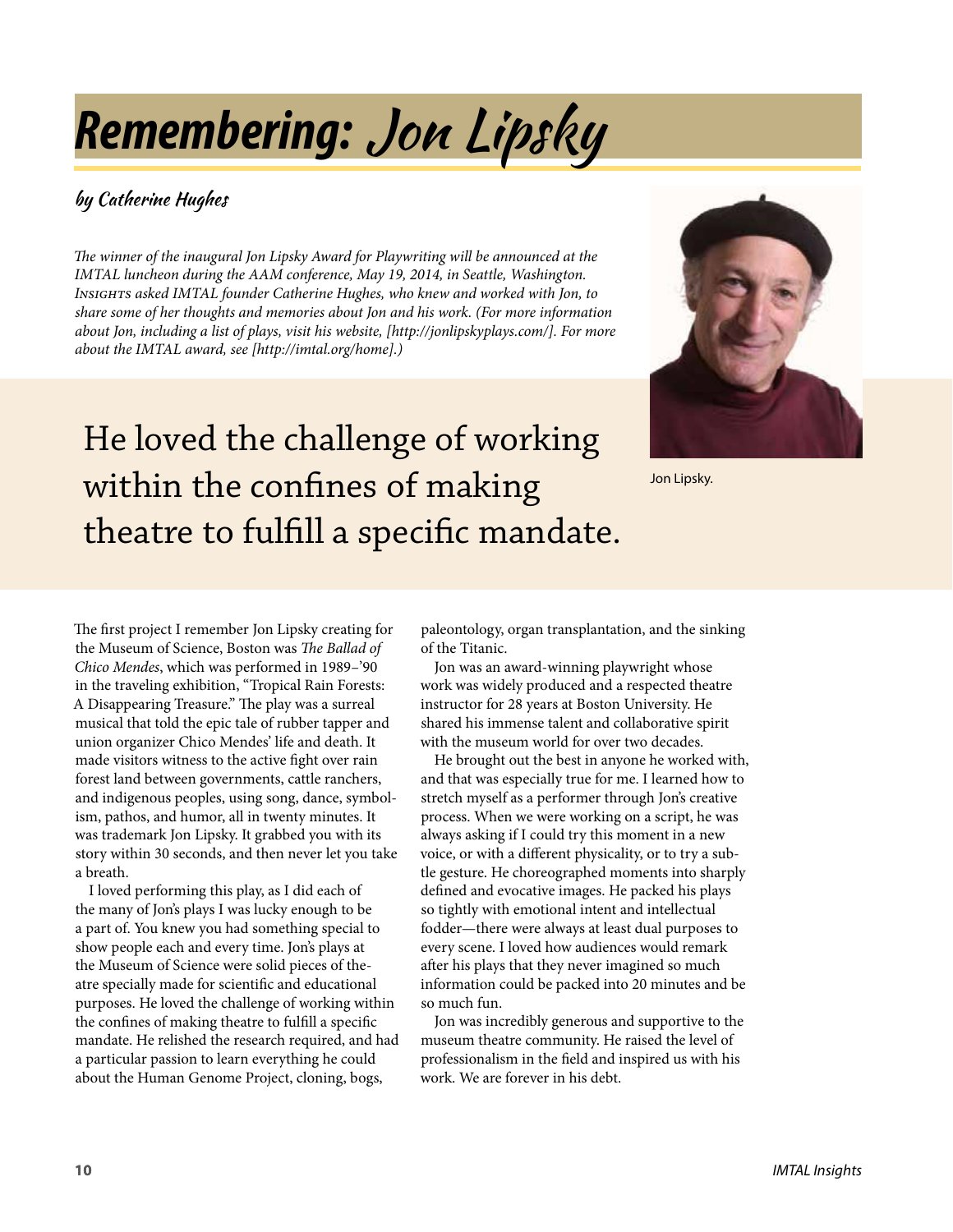# Remembering: Jon Lipsky

### by Catherine Hughes

*The winner of the inaugural Jon Lipsky Award for Playwriting will be announced at the IMTAL luncheon during the AAM conference, May 19, 2014, in Seattle, Washington. INSIGHTS asked IMTAL founder Catherine Hughes, who knew and worked with Jon, to share some of her thoughts and memories about Jon and his work. (For more information about Jon, including a list of plays, visit his website, [http://jonlipskyplays.com/]. For more about the IMTAL award, see [http://imtal.org/home].)*

Jon Lipsky.

> He loved the challenge of working within the confines of making theatre to fulfill a specific mandate.

The first project I remember Jon Lipsky creating for the Museum of Science, Boston was *The Ballad of Chico Mendes*, which was performed in 1989–'90 in the traveling exhibition, "Tropical Rain Forests: A Disappearing Treasure." The play was a surreal musical that told the epic tale of rubber tapper and union organizer Chico Mendes' life and death. It made visitors witness to the active fight over rain forest land between governments, cattle ranchers, and indigenous peoples, using song, dance, symbolism, pathos, and humor, all in twenty minutes. It was trademark Jon Lipsky. It grabbed you with its story within 30 seconds, and then never let you take a breath.

I loved performing this play, as I did each of the many of Jon's plays I was lucky enough to be a part of. You knew you had something special to show people each and every time. Jon's plays at the Museum of Science were solid pieces of theatre specially made for scientific and educational purposes. He loved the challenge of working within the confines of making theatre to fulfill a specific mandate. He relished the research required, and had a particular passion to learn everything he could about the Human Genome Project, cloning, bogs, paleontology, organ transplantation, and the sinking of the Titanic.

Jon was an award-winning playwright whose work was widely produced and a respected theatre instructor for 28 years at Boston University. He shared his immense talent and collaborative spirit with the museum world for over two decades.

He brought out the best in anyone he worked with, and that was especially true for me. I learned how to stretch myself as a performer through Jon's creative process. When we were working on a script, he was always asking if I could try this moment in a new voice, or with a different physicality, or to try a subtle gesture. He choreographed moments into sharply defined and evocative images. He packed his plays so tightly with emotional intent and intellectual fodder—there were always at least dual purposes to every scene. I loved how audiences would remark after his plays that they never imagined so much information could be packed into 20 minutes and be so much fun.

Jon was incredibly generous and supportive to the museum theatre community. He raised the level of professionalism in the field and inspired us with his work. We are forever in his debt.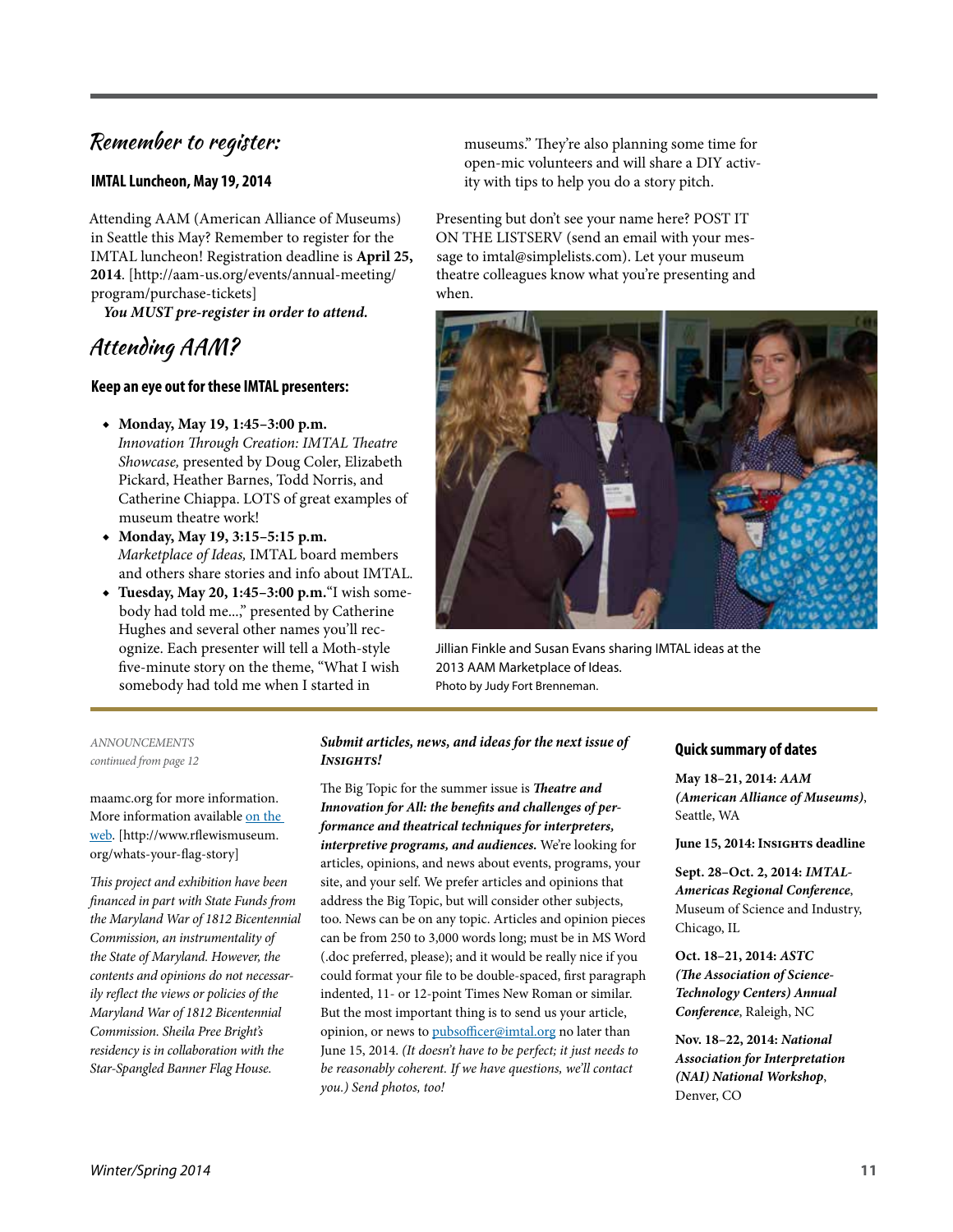## Remember to register:

**IMTAL Luncheon, May 19, 2014**

Attending AAM (American Alliance of Museums) in Seattle this May? Remember to register for the IMTAL luncheon! Registration deadline is **April 25, 2014**. [http://aam-us.org/events/annual-meeting/program/purchase-tickets]

***You MUST pre-register in order to attend.***

## Attending AAM?

**Keep an eye out for these IMTAL presenters:**

- **Monday, May 19, 1:45–3:00 p.m.** *Innovation Through Creation: IMTAL Theatre Showcase,* presented by Doug Coler, Elizabeth Pickard, Heather Barnes, Todd Norris, and Catherine Chiappa. LOTS of great examples of museum theatre work!
- **Monday, May 19, 3:15–5:15 p.m.** *Marketplace of Ideas,* IMTAL board members and others share stories and info about IMTAL.
- **Tuesday, May 20, 1:45–3:00 p.m.**"I wish somebody had told me...," presented by Catherine Hughes and several other names you'll recognize. Each presenter will tell a Moth-style five-minute story on the theme, "What I wish somebody had told me when I started in museums." They're also planning some time for open-mic volunteers and will share a DIY activity with tips to help you do a story pitch.

Presenting but don't see your name here? POST IT ON THE LISTSERV (send an email with your message to imtal@simplelists.com). Let your museum theatre colleagues know what you're presenting and when.

Jillian Finkle and Susan Evans sharing IMTAL ideas at the 2013 AAM Marketplace of Ideas.
Photo by Judy Fort Brenneman.

---

*ANNOUNCEMENTS*
*continued from page 12*

maamc.org for more information. More information available on the web. [http://www.rflewismuseum.org/whats-your-flag-story]

*This project and exhibition have been financed in part with State Funds from the Maryland War of 1812 Bicentennial Commission, an instrumentality of the State of Maryland. However, the contents and opinions do not necessarily reflect the views or policies of the Maryland War of 1812 Bicentennial Commission. Sheila Pree Bright's residency is in collaboration with the Star-Spangled Banner Flag House.*

***Submit articles, news, and ideas for the next issue of Insights!***

The Big Topic for the summer issue is ***Theatre and Innovation for All: the benefits and challenges of performance and theatrical techniques for interpreters, interpretive programs, and audiences.*** We're looking for articles, opinions, and news about events, programs, your site, and your self. We prefer articles and opinions that address the Big Topic, but will consider other subjects, too. News can be on any topic. Articles and opinion pieces can be from 250 to 3,000 words long; must be in MS Word (.doc preferred, please); and it would be really nice if you could format your file to be double-spaced, first paragraph indented, 11- or 12-point Times New Roman or similar. But the most important thing is to send us your article, opinion, or news to pubsofficer@imtal.org no later than June 15, 2014. *(It doesn't have to be perfect; it just needs to be reasonably coherent. If we have questions, we'll contact you.) Send photos, too!*

**Quick summary of dates**

**May 18–21, 2014:** ***AAM (American Alliance of Museums)***, Seattle, WA

**June 15, 2014: Insights deadline**

**Sept. 28–Oct. 2, 2014:** ***IMTAL-Americas Regional Conference***, Museum of Science and Industry, Chicago, IL

**Oct. 18–21, 2014:** ***ASTC (The Association of Science-Technology Centers) Annual Conference***, Raleigh, NC

**Nov. 18–22, 2014:** ***National Association for Interpretation (NAI) National Workshop***, Denver, CO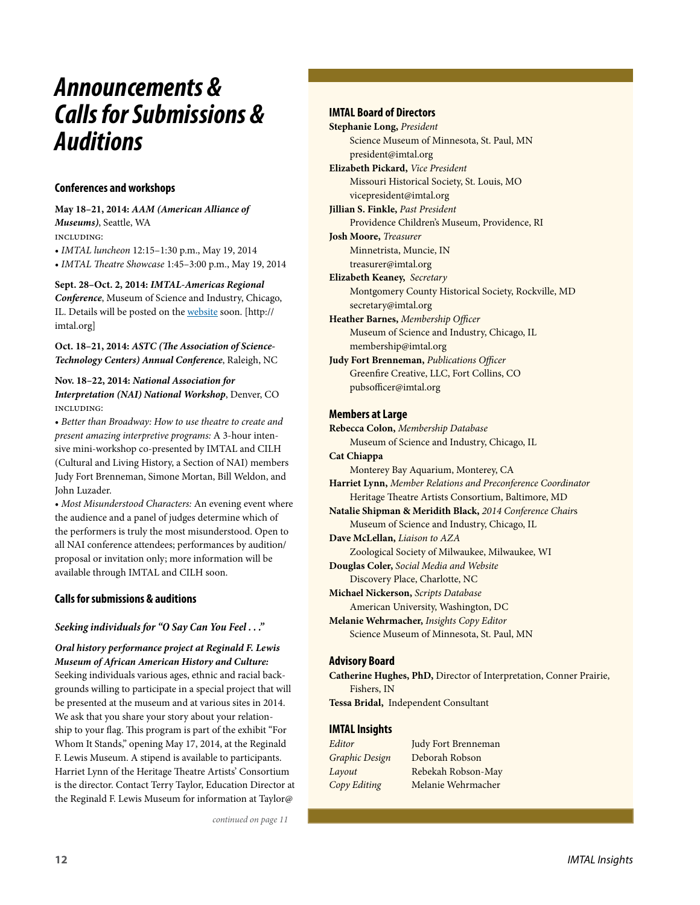# Announcements & Calls for Submissions & Auditions

## Conferences and workshops

**May 18–21, 2014:** ***AAM (American Alliance of Museums)***, Seattle, WA

INCLUDING:

- *IMTAL luncheon* 12:15–1:30 p.m., May 19, 2014
- *IMTAL Theatre Showcase* 1:45–3:00 p.m., May 19, 2014

**Sept. 28–Oct. 2, 2014:** ***IMTAL-Americas Regional Conference***, Museum of Science and Industry, Chicago, IL. Details will be posted on the website soon. [http://imtal.org]

**Oct. 18–21, 2014:** ***ASTC (The Association of Science-Technology Centers) Annual Conference***, Raleigh, NC

**Nov. 18–22, 2014:** ***National Association for Interpretation (NAI) National Workshop***, Denver, CO

INCLUDING:

- *Better than Broadway: How to use theatre to create and present amazing interpretive programs:* A 3-hour intensive mini-workshop co-presented by IMTAL and CILH (Cultural and Living History, a Section of NAI) members Judy Fort Brenneman, Simone Mortan, Bill Weldon, and John Luzader.
- *Most Misunderstood Characters:* An evening event where the audience and a panel of judges determine which of the performers is truly the most misunderstood. Open to all NAI conference attendees; performances by audition/proposal or invitation only; more information will be available through IMTAL and CILH soon.

## Calls for submissions & auditions

***Seeking individuals for "O Say Can You Feel . . ."***

***Oral history performance project at Reginald F. Lewis Museum of African American History and Culture:*** Seeking individuals various ages, ethnic and racial backgrounds willing to participate in a special project that will be presented at the museum and at various sites in 2014. We ask that you share your story about your relationship to your flag. This program is part of the exhibit "For Whom It Stands," opening May 17, 2014, at the Reginald F. Lewis Museum. A stipend is available to participants. Harriet Lynn of the Heritage Theatre Artists' Consortium is the director. Contact Terry Taylor, Education Director at the Reginald F. Lewis Museum for information at Taylor@

*continued on page 11*

### IMTAL Board of Directors

**Stephanie Long,** *President*
Science Museum of Minnesota, St. Paul, MN
president@imtal.org

**Elizabeth Pickard,** *Vice President*
Missouri Historical Society, St. Louis, MO
vicepresident@imtal.org

**Jillian S. Finkle,** *Past President*
Providence Children's Museum, Providence, RI

**Josh Moore,** *Treasurer*
Minnetrista, Muncie, IN
treasurer@imtal.org

**Elizabeth Keaney,** *Secretary*
Montgomery County Historical Society, Rockville, MD
secretary@imtal.org

**Heather Barnes,** *Membership Officer*
Museum of Science and Industry, Chicago, IL
membership@imtal.org

**Judy Fort Brenneman,** *Publications Officer*
Greenfire Creative, LLC, Fort Collins, CO
pubsofficer@imtal.org

### Members at Large

**Rebecca Colon,** *Membership Database*
Museum of Science and Industry, Chicago, IL

**Cat Chiappa**
Monterey Bay Aquarium, Monterey, CA

**Harriet Lynn,** *Member Relations and Preconference Coordinator*
Heritage Theatre Artists Consortium, Baltimore, MD

**Natalie Shipman & Meridith Black,** *2014 Conference Chairs*
Museum of Science and Industry, Chicago, IL

**Dave McLellan,** *Liaison to AZA*
Zoological Society of Milwaukee, Milwaukee, WI

**Douglas Coler,** *Social Media and Website*
Discovery Place, Charlotte, NC

**Michael Nickerson,** *Scripts Database*
American University, Washington, DC

**Melanie Wehrmacher,** *Insights Copy Editor*
Science Museum of Minnesota, St. Paul, MN

### Advisory Board

**Catherine Hughes, PhD,** Director of Interpretation, Conner Prairie, Fishers, IN

**Tessa Bridal,** Independent Consultant

### IMTAL Insights

| | |
|---|---|
| *Editor* | Judy Fort Brenneman |
| *Graphic Design* | Deborah Robson |
| *Layout* | Rebekah Robson-May |
| *Copy Editing* | Melanie Wehrmacher |